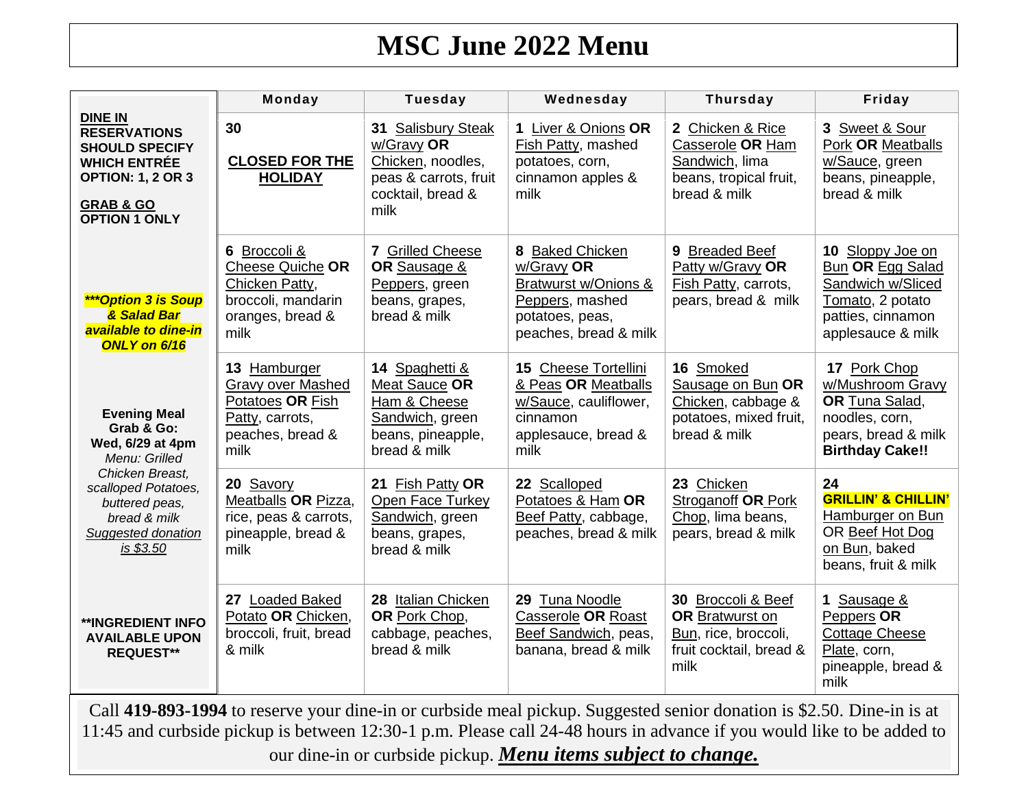# MSC June 2022 Menu

| | Monday | Tuesday | Wednesday | Thursday | Friday |
|---|---|---|---|---|---|
| **DINE IN RESERVATIONS SHOULD SPECIFY WHICH ENTRÉE OPTION: 1, 2 OR 3**<br><br>**GRAB & GO OPTION 1 ONLY** | **30**<br><br>**CLOSED FOR THE HOLIDAY** | **31** Salisbury Steak w/Gravy **OR** Chicken, noodles, peas & carrots, fruit cocktail, bread & milk | **1** Liver & Onions **OR** Fish Patty, mashed potatoes, corn, cinnamon apples & milk | **2** Chicken & Rice Casserole **OR** Ham Sandwich, lima beans, tropical fruit, bread & milk | **3** Sweet & Sour Pork **OR** Meatballs w/Sauce, green beans, pineapple, bread & milk |
| ***\*\*\*Option 3 is Soup & Salad Bar available to dine-in ONLY on 6/16*** | **6** Broccoli & Cheese Quiche **OR** Chicken Patty, broccoli, mandarin oranges, bread & milk | **7** Grilled Cheese **OR** Sausage & Peppers, green beans, grapes, bread & milk | **8** Baked Chicken w/Gravy **OR** Bratwurst w/Onions & Peppers, mashed potatoes, peas, peaches, bread & milk | **9** Breaded Beef Patty w/Gravy **OR** Fish Patty, carrots, pears, bread & milk | **10** Sloppy Joe on Bun **OR** Egg Salad Sandwich w/Sliced Tomato, 2 potato patties, cinnamon applesauce & milk |
| **Evening Meal Grab & Go: Wed, 6/29 at 4pm**<br>*Menu: Grilled Chicken Breast, scalloped Potatoes, buttered peas, bread & milk*<br>*Suggested donation is $3.50* | **13** Hamburger Gravy over Mashed Potatoes **OR** Fish Patty, carrots, peaches, bread & milk | **14** Spaghetti & Meat Sauce **OR** Ham & Cheese Sandwich, green beans, pineapple, bread & milk | **15** Cheese Tortellini & Peas **OR** Meatballs w/Sauce, cauliflower, cinnamon applesauce, bread & milk | **16** Smoked Sausage on Bun **OR** Chicken, cabbage & potatoes, mixed fruit, bread & milk | **17** Pork Chop w/Mushroom Gravy **OR** Tuna Salad, noodles, corn, pears, bread & milk **Birthday Cake!!** |
| | **20** Savory Meatballs **OR** Pizza, rice, peas & carrots, pineapple, bread & milk | **21** Fish Patty **OR** Open Face Turkey Sandwich, green beans, grapes, bread & milk | **22** Scalloped Potatoes & Ham **OR** Beef Patty, cabbage, peaches, bread & milk | **23** Chicken Stroganoff **OR** Pork Chop, lima beans, pears, bread & milk | **24**<br>**GRILLIN' & CHILLIN'**<br>Hamburger on Bun OR Beef Hot Dog on Bun, baked beans, fruit & milk |
| **\*\*INGREDIENT INFO AVAILABLE UPON REQUEST\*\*** | **27** Loaded Baked Potato **OR** Chicken, broccoli, fruit, bread & milk | **28** Italian Chicken **OR** Pork Chop, cabbage, peaches, bread & milk | **29** Tuna Noodle Casserole **OR** Roast Beef Sandwich, peas, banana, bread & milk | **30** Broccoli & Beef **OR** Bratwurst on Bun, rice, broccoli, fruit cocktail, bread & milk | **1** Sausage & Peppers **OR** Cottage Cheese Plate, corn, pineapple, bread & milk |

Call **419-893-1994** to reserve your dine-in or curbside meal pickup. Suggested senior donation is $2.50. Dine-in is at 11:45 and curbside pickup is between 12:30-1 p.m. Please call 24-48 hours in advance if you would like to be added to our dine-in or curbside pickup. ***Menu items subject to change.***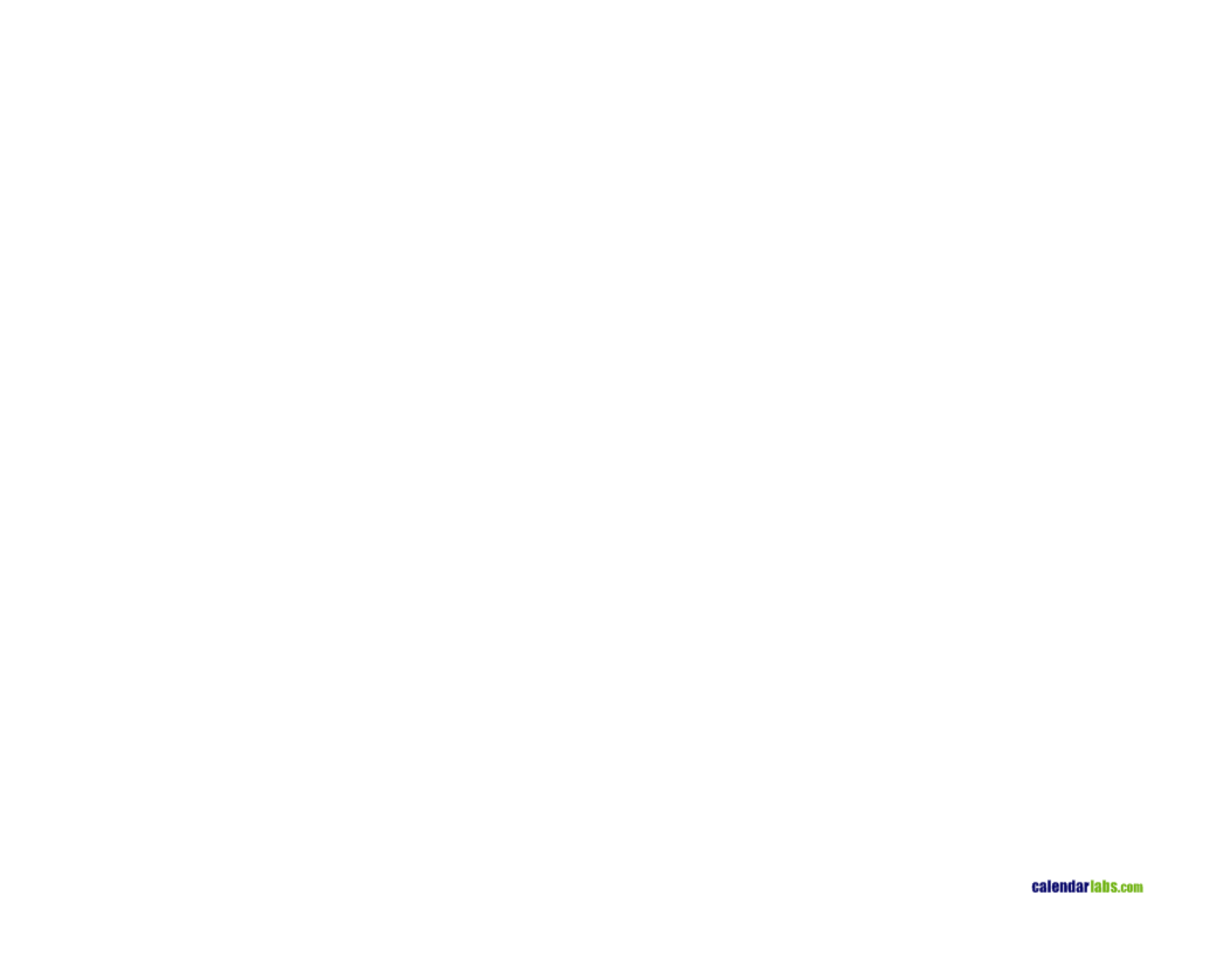calendarlabs.com